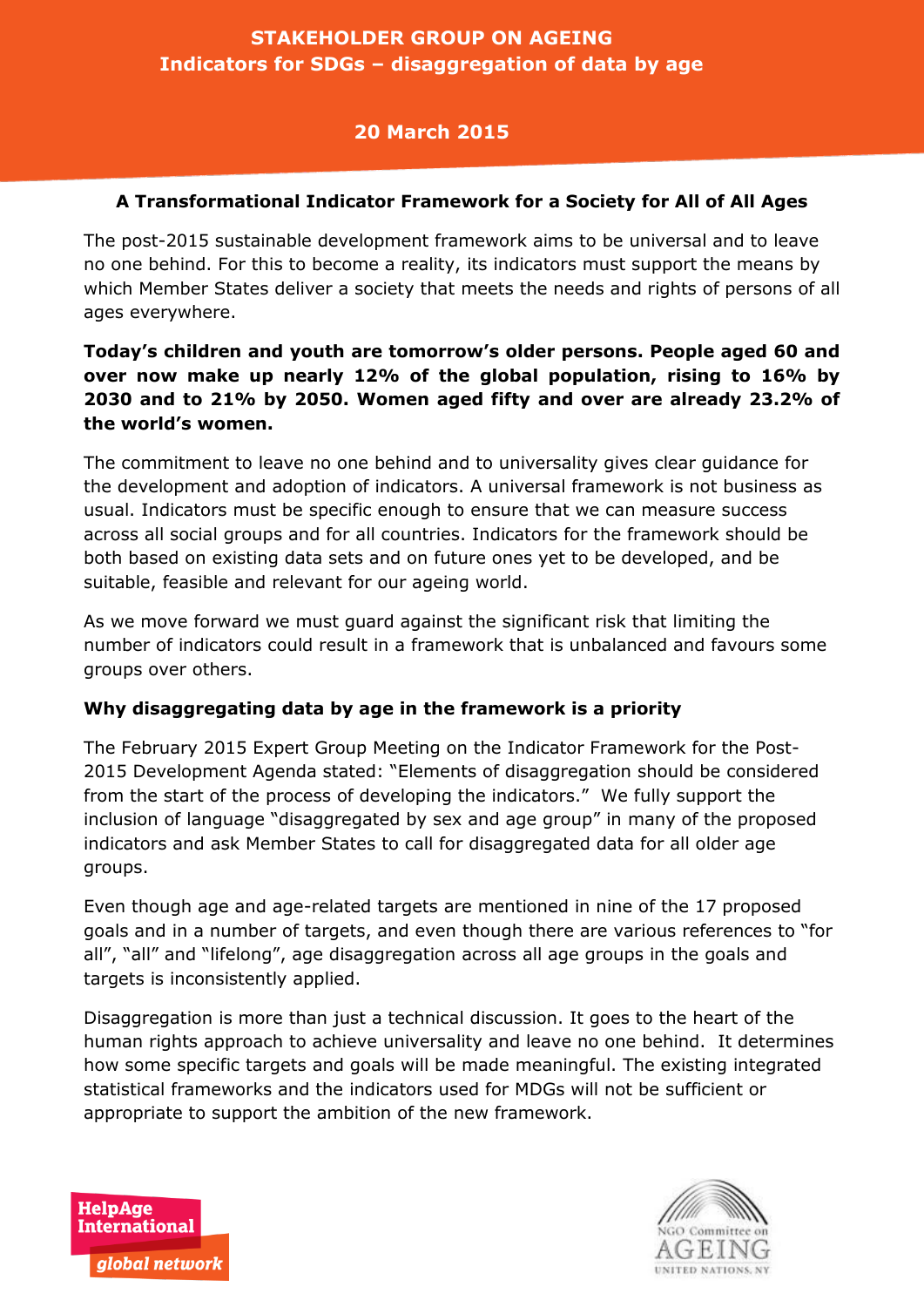# STAKEHOLDER GROUP ON AGEING
## Indicators for SDGs – disaggregation of data by age

**20 March 2015**

### A Transformational Indicator Framework for a Society for All of All Ages

The post-2015 sustainable development framework aims to be universal and to leave no one behind. For this to become a reality, its indicators must support the means by which Member States deliver a society that meets the needs and rights of persons of all ages everywhere.

**Today's children and youth are tomorrow's older persons. People aged 60 and over now make up nearly 12% of the global population, rising to 16% by 2030 and to 21% by 2050. Women aged fifty and over are already 23.2% of the world's women.**

The commitment to leave no one behind and to universality gives clear guidance for the development and adoption of indicators. A universal framework is not business as usual. Indicators must be specific enough to ensure that we can measure success across all social groups and for all countries. Indicators for the framework should be both based on existing data sets and on future ones yet to be developed, and be suitable, feasible and relevant for our ageing world.

As we move forward we must guard against the significant risk that limiting the number of indicators could result in a framework that is unbalanced and favours some groups over others.

### Why disaggregating data by age in the framework is a priority

The February 2015 Expert Group Meeting on the Indicator Framework for the Post-2015 Development Agenda stated: "Elements of disaggregation should be considered from the start of the process of developing the indicators." We fully support the inclusion of language "disaggregated by sex and age group" in many of the proposed indicators and ask Member States to call for disaggregated data for all older age groups.

Even though age and age-related targets are mentioned in nine of the 17 proposed goals and in a number of targets, and even though there are various references to "for all", "all" and "lifelong", age disaggregation across all age groups in the goals and targets is inconsistently applied.

Disaggregation is more than just a technical discussion. It goes to the heart of the human rights approach to achieve universality and leave no one behind. It determines how some specific targets and goals will be made meaningful. The existing integrated statistical frameworks and the indicators used for MDGs will not be sufficient or appropriate to support the ambition of the new framework.

HelpAge International global network

NGO Committee on AGEING UNITED NATIONS, NY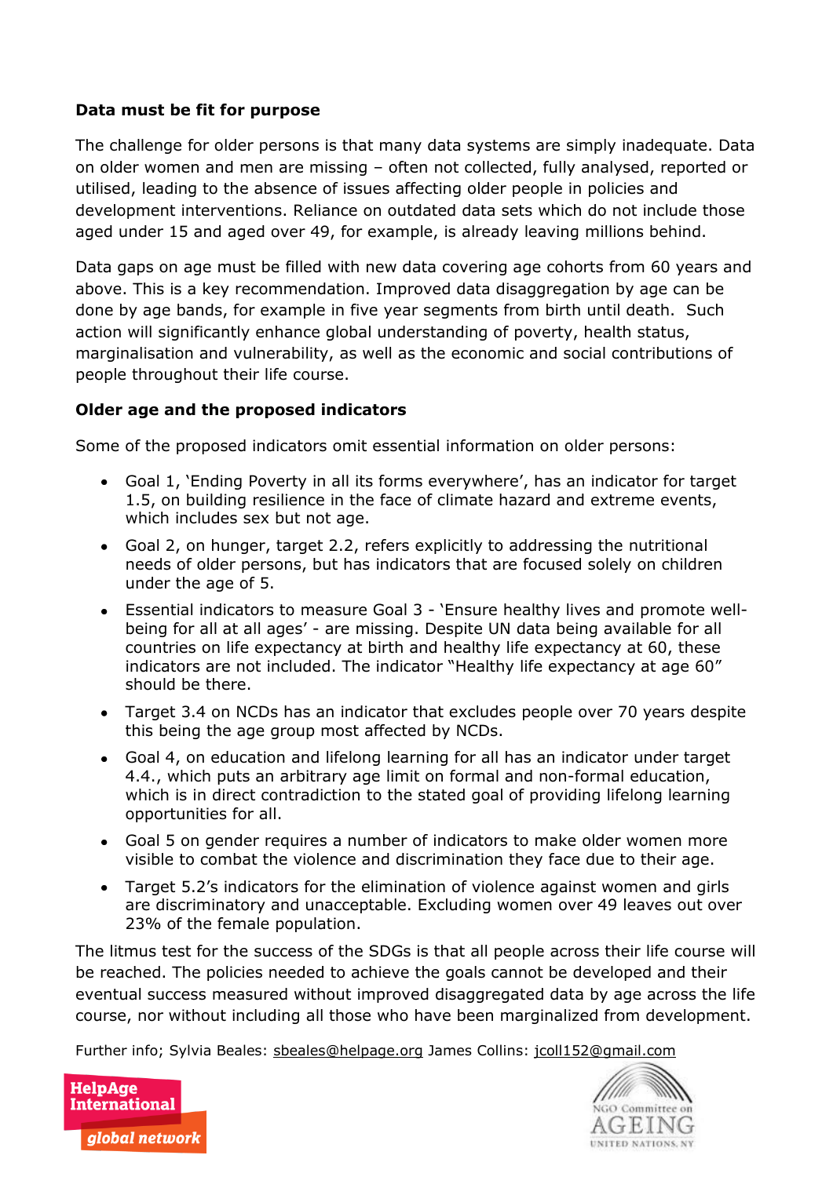**Data must be fit for purpose**

The challenge for older persons is that many data systems are simply inadequate. Data on older women and men are missing – often not collected, fully analysed, reported or utilised, leading to the absence of issues affecting older people in policies and development interventions. Reliance on outdated data sets which do not include those aged under 15 and aged over 49, for example, is already leaving millions behind.

Data gaps on age must be filled with new data covering age cohorts from 60 years and above. This is a key recommendation. Improved data disaggregation by age can be done by age bands, for example in five year segments from birth until death. Such action will significantly enhance global understanding of poverty, health status, marginalisation and vulnerability, as well as the economic and social contributions of people throughout their life course.

**Older age and the proposed indicators**

Some of the proposed indicators omit essential information on older persons:

- Goal 1, 'Ending Poverty in all its forms everywhere', has an indicator for target 1.5, on building resilience in the face of climate hazard and extreme events, which includes sex but not age.
- Goal 2, on hunger, target 2.2, refers explicitly to addressing the nutritional needs of older persons, but has indicators that are focused solely on children under the age of 5.
- Essential indicators to measure Goal 3 - 'Ensure healthy lives and promote well-being for all at all ages' - are missing. Despite UN data being available for all countries on life expectancy at birth and healthy life expectancy at 60, these indicators are not included. The indicator "Healthy life expectancy at age 60" should be there.
- Target 3.4 on NCDs has an indicator that excludes people over 70 years despite this being the age group most affected by NCDs.
- Goal 4, on education and lifelong learning for all has an indicator under target 4.4., which puts an arbitrary age limit on formal and non-formal education, which is in direct contradiction to the stated goal of providing lifelong learning opportunities for all.
- Goal 5 on gender requires a number of indicators to make older women more visible to combat the violence and discrimination they face due to their age.
- Target 5.2's indicators for the elimination of violence against women and girls are discriminatory and unacceptable. Excluding women over 49 leaves out over 23% of the female population.

The litmus test for the success of the SDGs is that all people across their life course will be reached. The policies needed to achieve the goals cannot be developed and their eventual success measured without improved disaggregated data by age across the life course, nor without including all those who have been marginalized from development.

Further info; Sylvia Beales: sbeales@helpage.org James Collins: jcoll152@gmail.com

HelpAge International global network

NGO Committee on AGEING UNITED NATIONS, NY